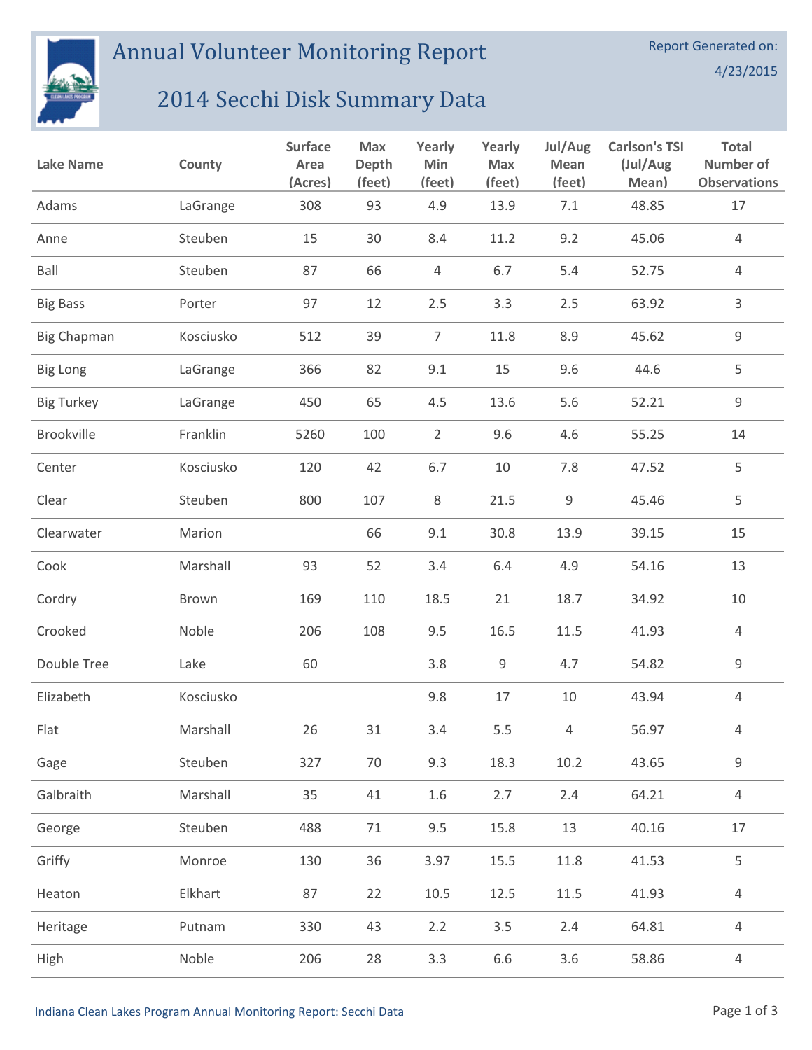# Annual Volunteer Monitoring Report

## 2014 Secchi Disk Summary Data

Report Generated on: 4/23/2015

| Lake Name | County | Surface Area (Acres) | Max Depth (feet) | Yearly Min (feet) | Yearly Max (feet) | Jul/Aug Mean (feet) | Carlson's TSI (Jul/Aug Mean) | Total Number of Observations |
|---|---|---|---|---|---|---|---|---|
| Adams | LaGrange | 308 | 93 | 4.9 | 13.9 | 7.1 | 48.85 | 17 |
| Anne | Steuben | 15 | 30 | 8.4 | 11.2 | 9.2 | 45.06 | 4 |
| Ball | Steuben | 87 | 66 | 4 | 6.7 | 5.4 | 52.75 | 4 |
| Big Bass | Porter | 97 | 12 | 2.5 | 3.3 | 2.5 | 63.92 | 3 |
| Big Chapman | Kosciusko | 512 | 39 | 7 | 11.8 | 8.9 | 45.62 | 9 |
| Big Long | LaGrange | 366 | 82 | 9.1 | 15 | 9.6 | 44.6 | 5 |
| Big Turkey | LaGrange | 450 | 65 | 4.5 | 13.6 | 5.6 | 52.21 | 9 |
| Brookville | Franklin | 5260 | 100 | 2 | 9.6 | 4.6 | 55.25 | 14 |
| Center | Kosciusko | 120 | 42 | 6.7 | 10 | 7.8 | 47.52 | 5 |
| Clear | Steuben | 800 | 107 | 8 | 21.5 | 9 | 45.46 | 5 |
| Clearwater | Marion | | 66 | 9.1 | 30.8 | 13.9 | 39.15 | 15 |
| Cook | Marshall | 93 | 52 | 3.4 | 6.4 | 4.9 | 54.16 | 13 |
| Cordry | Brown | 169 | 110 | 18.5 | 21 | 18.7 | 34.92 | 10 |
| Crooked | Noble | 206 | 108 | 9.5 | 16.5 | 11.5 | 41.93 | 4 |
| Double Tree | Lake | 60 | | 3.8 | 9 | 4.7 | 54.82 | 9 |
| Elizabeth | Kosciusko | | | 9.8 | 17 | 10 | 43.94 | 4 |
| Flat | Marshall | 26 | 31 | 3.4 | 5.5 | 4 | 56.97 | 4 |
| Gage | Steuben | 327 | 70 | 9.3 | 18.3 | 10.2 | 43.65 | 9 |
| Galbraith | Marshall | 35 | 41 | 1.6 | 2.7 | 2.4 | 64.21 | 4 |
| George | Steuben | 488 | 71 | 9.5 | 15.8 | 13 | 40.16 | 17 |
| Griffy | Monroe | 130 | 36 | 3.97 | 15.5 | 11.8 | 41.53 | 5 |
| Heaton | Elkhart | 87 | 22 | 10.5 | 12.5 | 11.5 | 41.93 | 4 |
| Heritage | Putnam | 330 | 43 | 2.2 | 3.5 | 2.4 | 64.81 | 4 |
| High | Noble | 206 | 28 | 3.3 | 6.6 | 3.6 | 58.86 | 4 |

Indiana Clean Lakes Program Annual Monitoring Report: Secchi Data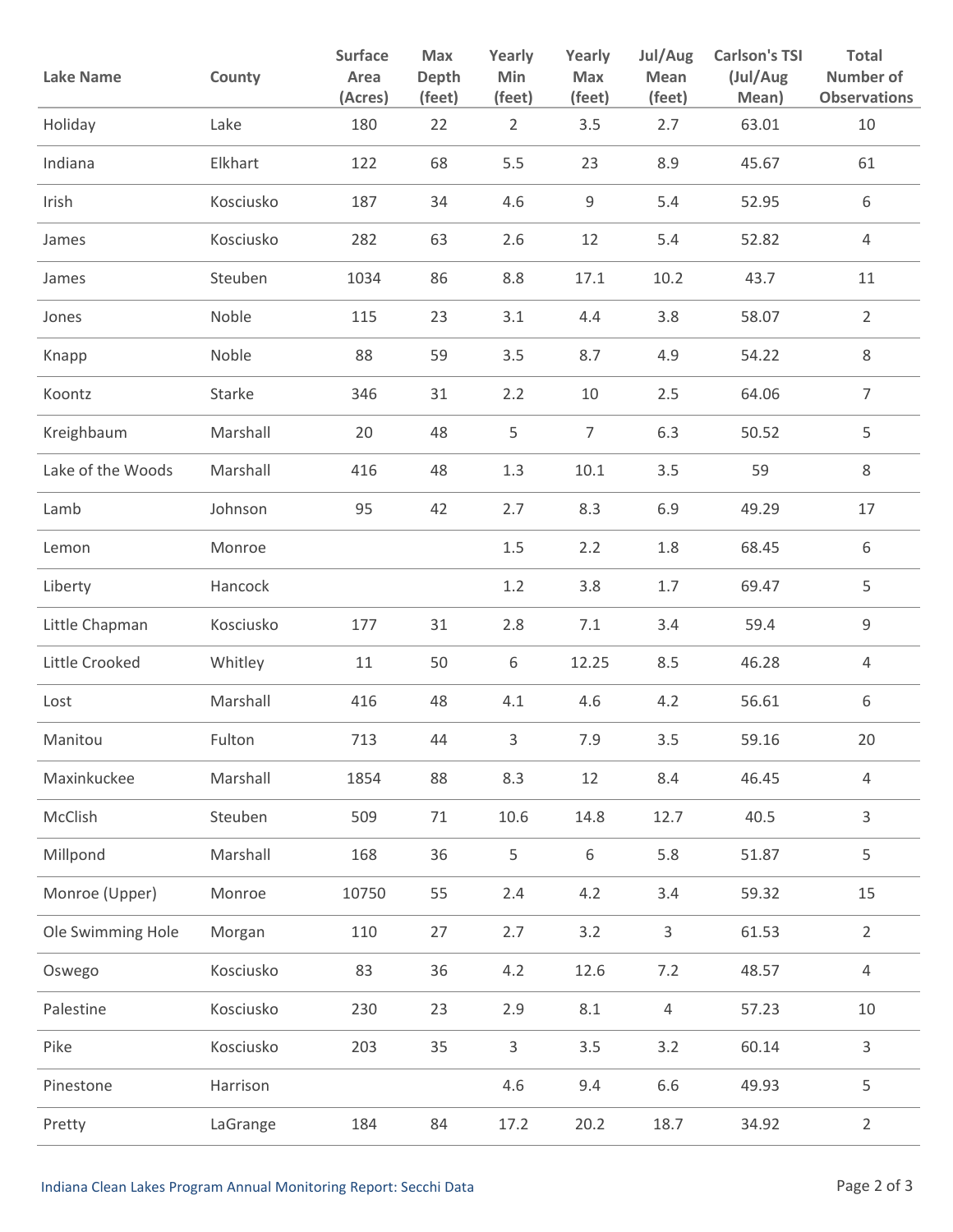| Lake Name | County | Surface Area (Acres) | Max Depth (feet) | Yearly Min (feet) | Yearly Max (feet) | Jul/Aug Mean (feet) | Carlson's TSI (Jul/Aug Mean) | Total Number of Observations |
|---|---|---|---|---|---|---|---|---|
| Holiday | Lake | 180 | 22 | 2 | 3.5 | 2.7 | 63.01 | 10 |
| Indiana | Elkhart | 122 | 68 | 5.5 | 23 | 8.9 | 45.67 | 61 |
| Irish | Kosciusko | 187 | 34 | 4.6 | 9 | 5.4 | 52.95 | 6 |
| James | Kosciusko | 282 | 63 | 2.6 | 12 | 5.4 | 52.82 | 4 |
| James | Steuben | 1034 | 86 | 8.8 | 17.1 | 10.2 | 43.7 | 11 |
| Jones | Noble | 115 | 23 | 3.1 | 4.4 | 3.8 | 58.07 | 2 |
| Knapp | Noble | 88 | 59 | 3.5 | 8.7 | 4.9 | 54.22 | 8 |
| Koontz | Starke | 346 | 31 | 2.2 | 10 | 2.5 | 64.06 | 7 |
| Kreighbaum | Marshall | 20 | 48 | 5 | 7 | 6.3 | 50.52 | 5 |
| Lake of the Woods | Marshall | 416 | 48 | 1.3 | 10.1 | 3.5 | 59 | 8 |
| Lamb | Johnson | 95 | 42 | 2.7 | 8.3 | 6.9 | 49.29 | 17 |
| Lemon | Monroe | | | 1.5 | 2.2 | 1.8 | 68.45 | 6 |
| Liberty | Hancock | | | 1.2 | 3.8 | 1.7 | 69.47 | 5 |
| Little Chapman | Kosciusko | 177 | 31 | 2.8 | 7.1 | 3.4 | 59.4 | 9 |
| Little Crooked | Whitley | 11 | 50 | 6 | 12.25 | 8.5 | 46.28 | 4 |
| Lost | Marshall | 416 | 48 | 4.1 | 4.6 | 4.2 | 56.61 | 6 |
| Manitou | Fulton | 713 | 44 | 3 | 7.9 | 3.5 | 59.16 | 20 |
| Maxinkuckee | Marshall | 1854 | 88 | 8.3 | 12 | 8.4 | 46.45 | 4 |
| McClish | Steuben | 509 | 71 | 10.6 | 14.8 | 12.7 | 40.5 | 3 |
| Millpond | Marshall | 168 | 36 | 5 | 6 | 5.8 | 51.87 | 5 |
| Monroe (Upper) | Monroe | 10750 | 55 | 2.4 | 4.2 | 3.4 | 59.32 | 15 |
| Ole Swimming Hole | Morgan | 110 | 27 | 2.7 | 3.2 | 3 | 61.53 | 2 |
| Oswego | Kosciusko | 83 | 36 | 4.2 | 12.6 | 7.2 | 48.57 | 4 |
| Palestine | Kosciusko | 230 | 23 | 2.9 | 8.1 | 4 | 57.23 | 10 |
| Pike | Kosciusko | 203 | 35 | 3 | 3.5 | 3.2 | 60.14 | 3 |
| Pinestone | Harrison | | | 4.6 | 9.4 | 6.6 | 49.93 | 5 |
| Pretty | LaGrange | 184 | 84 | 17.2 | 20.2 | 18.7 | 34.92 | 2 |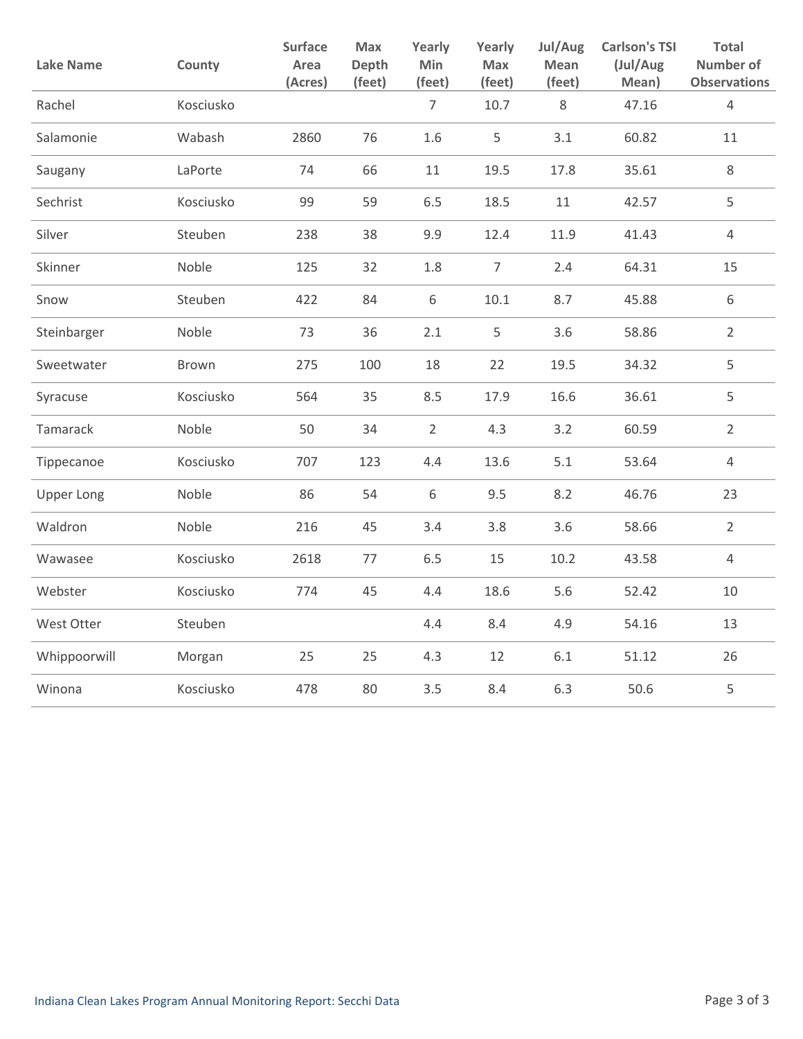| Lake Name | County | Surface Area (Acres) | Max Depth (feet) | Yearly Min (feet) | Yearly Max (feet) | Jul/Aug Mean (feet) | Carlson's TSI (Jul/Aug Mean) | Total Number of Observations |
|---|---|---|---|---|---|---|---|---|
| Rachel | Kosciusko | | | 7 | 10.7 | 8 | 47.16 | 4 |
| Salamonie | Wabash | 2860 | 76 | 1.6 | 5 | 3.1 | 60.82 | 11 |
| Saugany | LaPorte | 74 | 66 | 11 | 19.5 | 17.8 | 35.61 | 8 |
| Sechrist | Kosciusko | 99 | 59 | 6.5 | 18.5 | 11 | 42.57 | 5 |
| Silver | Steuben | 238 | 38 | 9.9 | 12.4 | 11.9 | 41.43 | 4 |
| Skinner | Noble | 125 | 32 | 1.8 | 7 | 2.4 | 64.31 | 15 |
| Snow | Steuben | 422 | 84 | 6 | 10.1 | 8.7 | 45.88 | 6 |
| Steinbarger | Noble | 73 | 36 | 2.1 | 5 | 3.6 | 58.86 | 2 |
| Sweetwater | Brown | 275 | 100 | 18 | 22 | 19.5 | 34.32 | 5 |
| Syracuse | Kosciusko | 564 | 35 | 8.5 | 17.9 | 16.6 | 36.61 | 5 |
| Tamarack | Noble | 50 | 34 | 2 | 4.3 | 3.2 | 60.59 | 2 |
| Tippecanoe | Kosciusko | 707 | 123 | 4.4 | 13.6 | 5.1 | 53.64 | 4 |
| Upper Long | Noble | 86 | 54 | 6 | 9.5 | 8.2 | 46.76 | 23 |
| Waldron | Noble | 216 | 45 | 3.4 | 3.8 | 3.6 | 58.66 | 2 |
| Wawasee | Kosciusko | 2618 | 77 | 6.5 | 15 | 10.2 | 43.58 | 4 |
| Webster | Kosciusko | 774 | 45 | 4.4 | 18.6 | 5.6 | 52.42 | 10 |
| West Otter | Steuben | | | 4.4 | 8.4 | 4.9 | 54.16 | 13 |
| Whippoorwill | Morgan | 25 | 25 | 4.3 | 12 | 6.1 | 51.12 | 26 |
| Winona | Kosciusko | 478 | 80 | 3.5 | 8.4 | 6.3 | 50.6 | 5 |